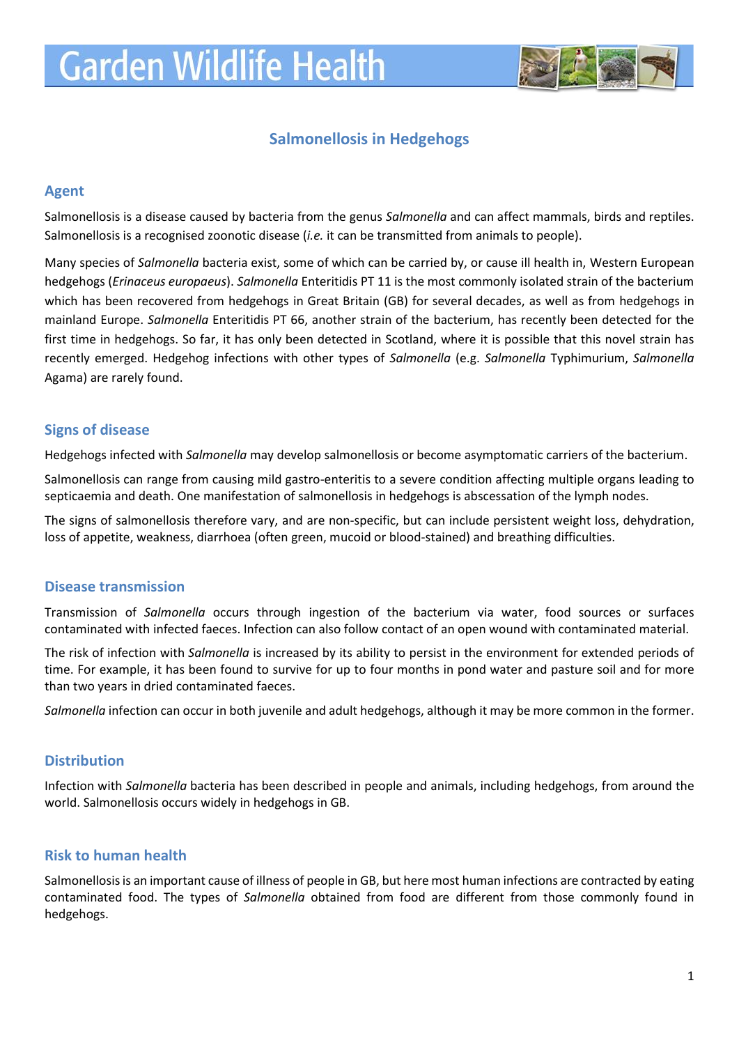# Garden Wildlife Health

## Salmonellosis in Hedgehogs

### Agent

Salmonellosis is a disease caused by bacteria from the genus *Salmonella* and can affect mammals, birds and reptiles. Salmonellosis is a recognised zoonotic disease (*i.e.* it can be transmitted from animals to people).

Many species of *Salmonella* bacteria exist, some of which can be carried by, or cause ill health in, Western European hedgehogs (*Erinaceus europaeus*). *Salmonella* Enteritidis PT 11 is the most commonly isolated strain of the bacterium which has been recovered from hedgehogs in Great Britain (GB) for several decades, as well as from hedgehogs in mainland Europe. *Salmonella* Enteritidis PT 66, another strain of the bacterium, has recently been detected for the first time in hedgehogs. So far, it has only been detected in Scotland, where it is possible that this novel strain has recently emerged. Hedgehog infections with other types of *Salmonella* (e.g. *Salmonella* Typhimurium, *Salmonella* Agama) are rarely found.

### Signs of disease

Hedgehogs infected with *Salmonella* may develop salmonellosis or become asymptomatic carriers of the bacterium.

Salmonellosis can range from causing mild gastro-enteritis to a severe condition affecting multiple organs leading to septicaemia and death. One manifestation of salmonellosis in hedgehogs is abscessation of the lymph nodes.

The signs of salmonellosis therefore vary, and are non-specific, but can include persistent weight loss, dehydration, loss of appetite, weakness, diarrhoea (often green, mucoid or blood-stained) and breathing difficulties.

### Disease transmission

Transmission of *Salmonella* occurs through ingestion of the bacterium via water, food sources or surfaces contaminated with infected faeces. Infection can also follow contact of an open wound with contaminated material.

The risk of infection with *Salmonella* is increased by its ability to persist in the environment for extended periods of time. For example, it has been found to survive for up to four months in pond water and pasture soil and for more than two years in dried contaminated faeces.

*Salmonella* infection can occur in both juvenile and adult hedgehogs, although it may be more common in the former.

### Distribution

Infection with *Salmonella* bacteria has been described in people and animals, including hedgehogs, from around the world. Salmonellosis occurs widely in hedgehogs in GB.

### Risk to human health

Salmonellosis is an important cause of illness of people in GB, but here most human infections are contracted by eating contaminated food. The types of *Salmonella* obtained from food are different from those commonly found in hedgehogs.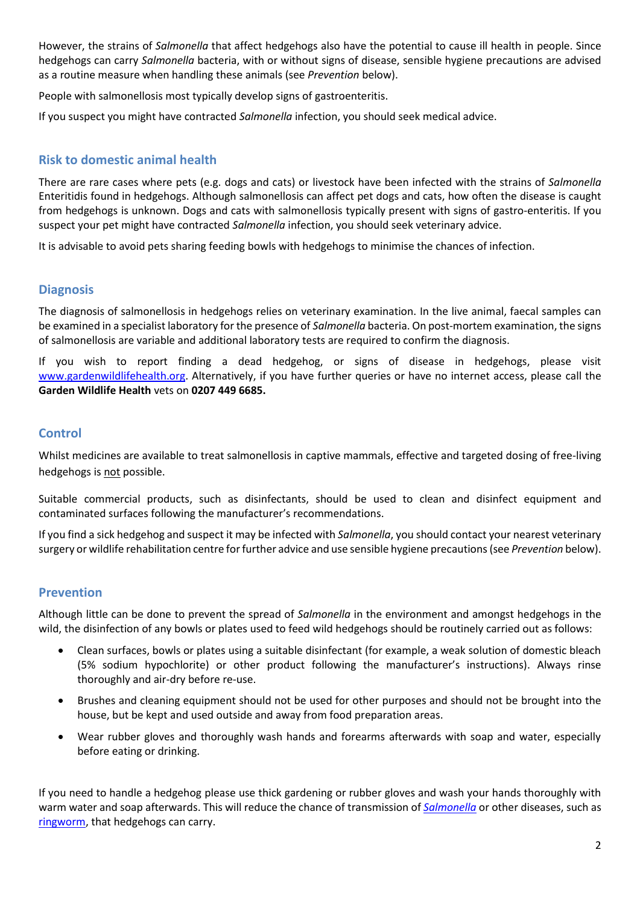However, the strains of *Salmonella* that affect hedgehogs also have the potential to cause ill health in people. Since hedgehogs can carry *Salmonella* bacteria, with or without signs of disease, sensible hygiene precautions are advised as a routine measure when handling these animals (see *Prevention* below).

People with salmonellosis most typically develop signs of gastroenteritis.

If you suspect you might have contracted *Salmonella* infection, you should seek medical advice.

## Risk to domestic animal health

There are rare cases where pets (e.g. dogs and cats) or livestock have been infected with the strains of *Salmonella* Enteritidis found in hedgehogs. Although salmonellosis can affect pet dogs and cats, how often the disease is caught from hedgehogs is unknown. Dogs and cats with salmonellosis typically present with signs of gastro-enteritis. If you suspect your pet might have contracted *Salmonella* infection, you should seek veterinary advice.

It is advisable to avoid pets sharing feeding bowls with hedgehogs to minimise the chances of infection.

## Diagnosis

The diagnosis of salmonellosis in hedgehogs relies on veterinary examination. In the live animal, faecal samples can be examined in a specialist laboratory for the presence of *Salmonella* bacteria. On post-mortem examination, the signs of salmonellosis are variable and additional laboratory tests are required to confirm the diagnosis.

If you wish to report finding a dead hedgehog, or signs of disease in hedgehogs, please visit [www.gardenwildlifehealth.org](http://www.gardenwildlifehealth.org). Alternatively, if you have further queries or have no internet access, please call the **Garden Wildlife Health** vets on **0207 449 6685.**

## Control

Whilst medicines are available to treat salmonellosis in captive mammals, effective and targeted dosing of free-living hedgehogs is not possible.

Suitable commercial products, such as disinfectants, should be used to clean and disinfect equipment and contaminated surfaces following the manufacturer's recommendations.

If you find a sick hedgehog and suspect it may be infected with *Salmonella*, you should contact your nearest veterinary surgery or wildlife rehabilitation centre for further advice and use sensible hygiene precautions (see *Prevention* below).

## Prevention

Although little can be done to prevent the spread of *Salmonella* in the environment and amongst hedgehogs in the wild, the disinfection of any bowls or plates used to feed wild hedgehogs should be routinely carried out as follows:

- Clean surfaces, bowls or plates using a suitable disinfectant (for example, a weak solution of domestic bleach (5% sodium hypochlorite) or other product following the manufacturer's instructions). Always rinse thoroughly and air-dry before re-use.
- Brushes and cleaning equipment should not be used for other purposes and should not be brought into the house, but be kept and used outside and away from food preparation areas.
- Wear rubber gloves and thoroughly wash hands and forearms afterwards with soap and water, especially before eating or drinking.

If you need to handle a hedgehog please use thick gardening or rubber gloves and wash your hands thoroughly with warm water and soap afterwards. This will reduce the chance of transmission of *Salmonella* or other diseases, such as ringworm, that hedgehogs can carry.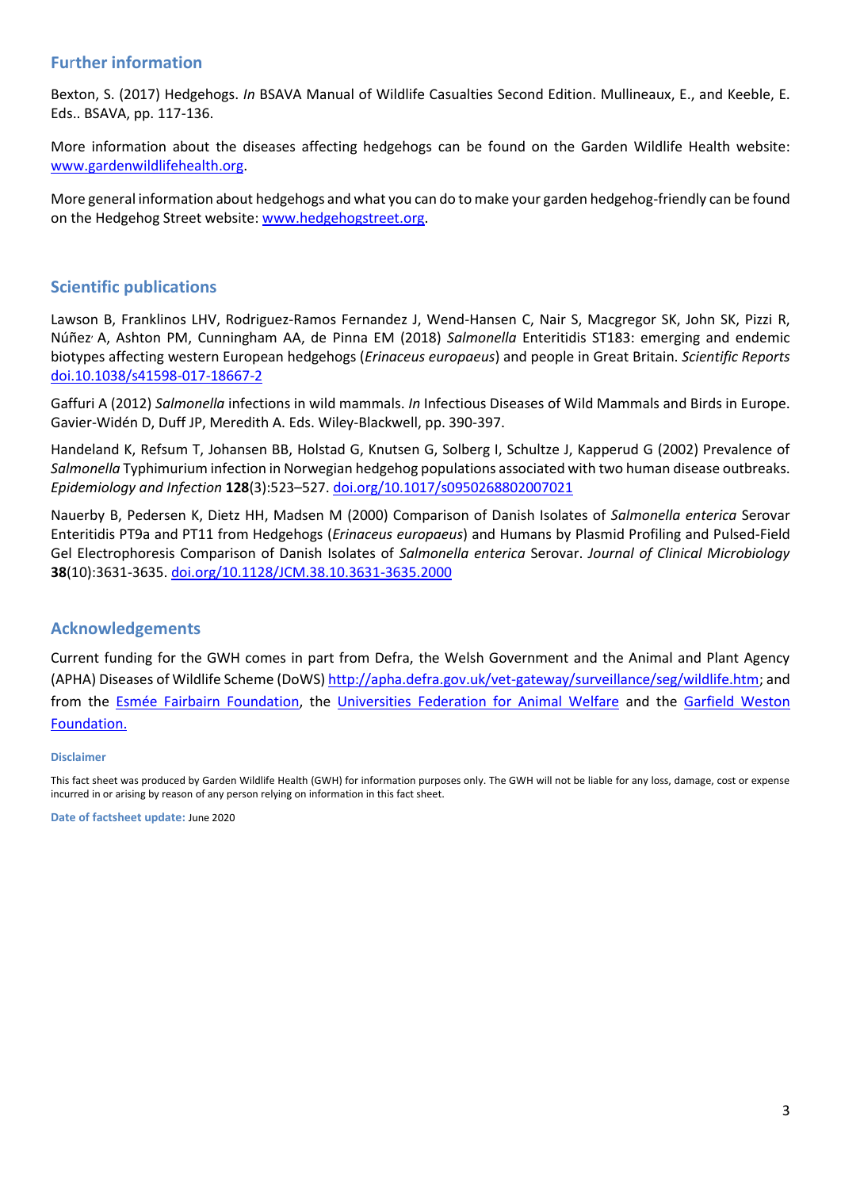## Further information

Bexton, S. (2017) Hedgehogs. *In* BSAVA Manual of Wildlife Casualties Second Edition. Mullineaux, E., and Keeble, E. Eds.. BSAVA, pp. 117-136.

More information about the diseases affecting hedgehogs can be found on the Garden Wildlife Health website: [www.gardenwildlifehealth.org](www.gardenwildlifehealth.org).

More general information about hedgehogs and what you can do to make your garden hedgehog-friendly can be found on the Hedgehog Street website: [www.hedgehogstreet.org](www.hedgehogstreet.org).

## Scientific publications

Lawson B, Franklinos LHV, Rodriguez-Ramos Fernandez J, Wend-Hansen C, Nair S, Macgregor SK, John SK, Pizzi R, Núñez A, Ashton PM, Cunningham AA, de Pinna EM (2018) *Salmonella* Enteritidis ST183: emerging and endemic biotypes affecting western European hedgehogs (*Erinaceus europaeus*) and people in Great Britain. *Scientific Reports* doi.10.1038/s41598-017-18667-2

Gaffuri A (2012) *Salmonella* infections in wild mammals. *In* Infectious Diseases of Wild Mammals and Birds in Europe. Gavier-Widén D, Duff JP, Meredith A. Eds. Wiley-Blackwell, pp. 390-397.

Handeland K, Refsum T, Johansen BB, Holstad G, Knutsen G, Solberg I, Schultze J, Kapperud G (2002) Prevalence of *Salmonella* Typhimurium infection in Norwegian hedgehog populations associated with two human disease outbreaks. *Epidemiology and Infection* **128**(3):523–527. doi.org/10.1017/s0950268802007021

Nauerby B, Pedersen K, Dietz HH, Madsen M (2000) Comparison of Danish Isolates of *Salmonella enterica* Serovar Enteritidis PT9a and PT11 from Hedgehogs (*Erinaceus europaeus*) and Humans by Plasmid Profiling and Pulsed-Field Gel Electrophoresis Comparison of Danish Isolates of *Salmonella enterica* Serovar. *Journal of Clinical Microbiology* **38**(10):3631-3635. doi.org/10.1128/JCM.38.10.3631-3635.2000

## Acknowledgements

Current funding for the GWH comes in part from Defra, the Welsh Government and the Animal and Plant Agency (APHA) Diseases of Wildlife Scheme (DoWS) http://apha.defra.gov.uk/vet-gateway/surveillance/seg/wildlife.htm; and from the Esmée Fairbairn Foundation, the Universities Federation for Animal Welfare and the Garfield Weston Foundation.

**Disclaimer**

This fact sheet was produced by Garden Wildlife Health (GWH) for information purposes only. The GWH will not be liable for any loss, damage, cost or expense incurred in or arising by reason of any person relying on information in this fact sheet.

**Date of factsheet update:** June 2020